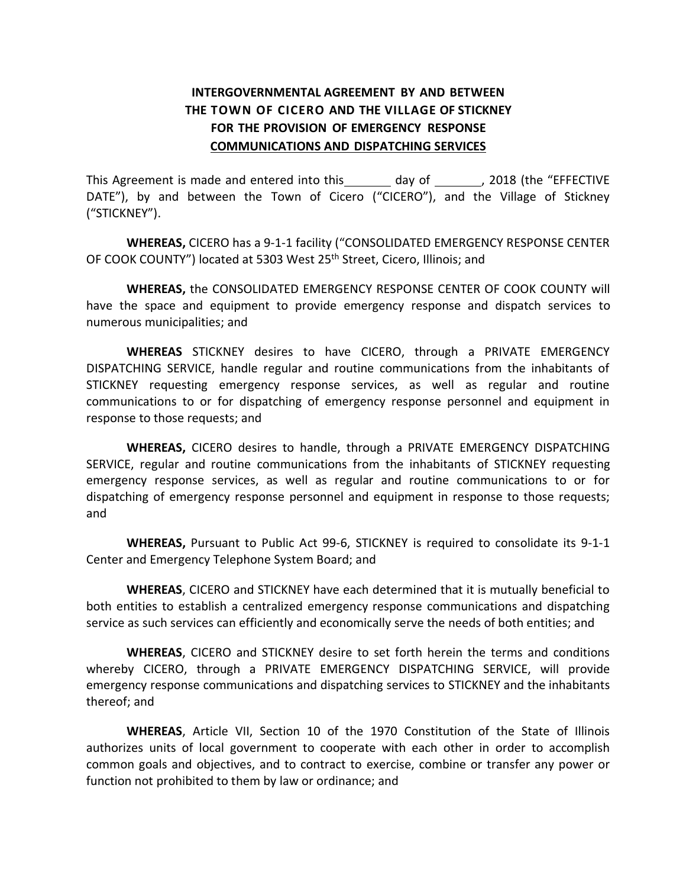# INTERGOVERNMENTAL AGREEMENT BY AND BETWEEN THE TOWN OF CICERO AND THE VILLAGE OF STICKNEY FOR THE PROVISION OF EMERGENCY RESPONSE COMMUNICATIONS AND DISPATCHING SERVICES

This Agreement is made and entered into this _______ day of _______, 2018 (the "EFFECTIVE DATE"), by and between the Town of Cicero ("CICERO"), and the Village of Stickney ("STICKNEY").

**WHEREAS,** CICERO has a 9-1-1 facility ("CONSOLIDATED EMERGENCY RESPONSE CENTER OF COOK COUNTY") located at 5303 West 25th Street, Cicero, Illinois; and

**WHEREAS,** the CONSOLIDATED EMERGENCY RESPONSE CENTER OF COOK COUNTY will have the space and equipment to provide emergency response and dispatch services to numerous municipalities; and

**WHEREAS** STICKNEY desires to have CICERO, through a PRIVATE EMERGENCY DISPATCHING SERVICE, handle regular and routine communications from the inhabitants of STICKNEY requesting emergency response services, as well as regular and routine communications to or for dispatching of emergency response personnel and equipment in response to those requests; and

**WHEREAS,** CICERO desires to handle, through a PRIVATE EMERGENCY DISPATCHING SERVICE, regular and routine communications from the inhabitants of STICKNEY requesting emergency response services, as well as regular and routine communications to or for dispatching of emergency response personnel and equipment in response to those requests; and

**WHEREAS,** Pursuant to Public Act 99-6, STICKNEY is required to consolidate its 9-1-1 Center and Emergency Telephone System Board; and

**WHEREAS**, CICERO and STICKNEY have each determined that it is mutually beneficial to both entities to establish a centralized emergency response communications and dispatching service as such services can efficiently and economically serve the needs of both entities; and

**WHEREAS**, CICERO and STICKNEY desire to set forth herein the terms and conditions whereby CICERO, through a PRIVATE EMERGENCY DISPATCHING SERVICE, will provide emergency response communications and dispatching services to STICKNEY and the inhabitants thereof; and

**WHEREAS**, Article VII, Section 10 of the 1970 Constitution of the State of Illinois authorizes units of local government to cooperate with each other in order to accomplish common goals and objectives, and to contract to exercise, combine or transfer any power or function not prohibited to them by law or ordinance; and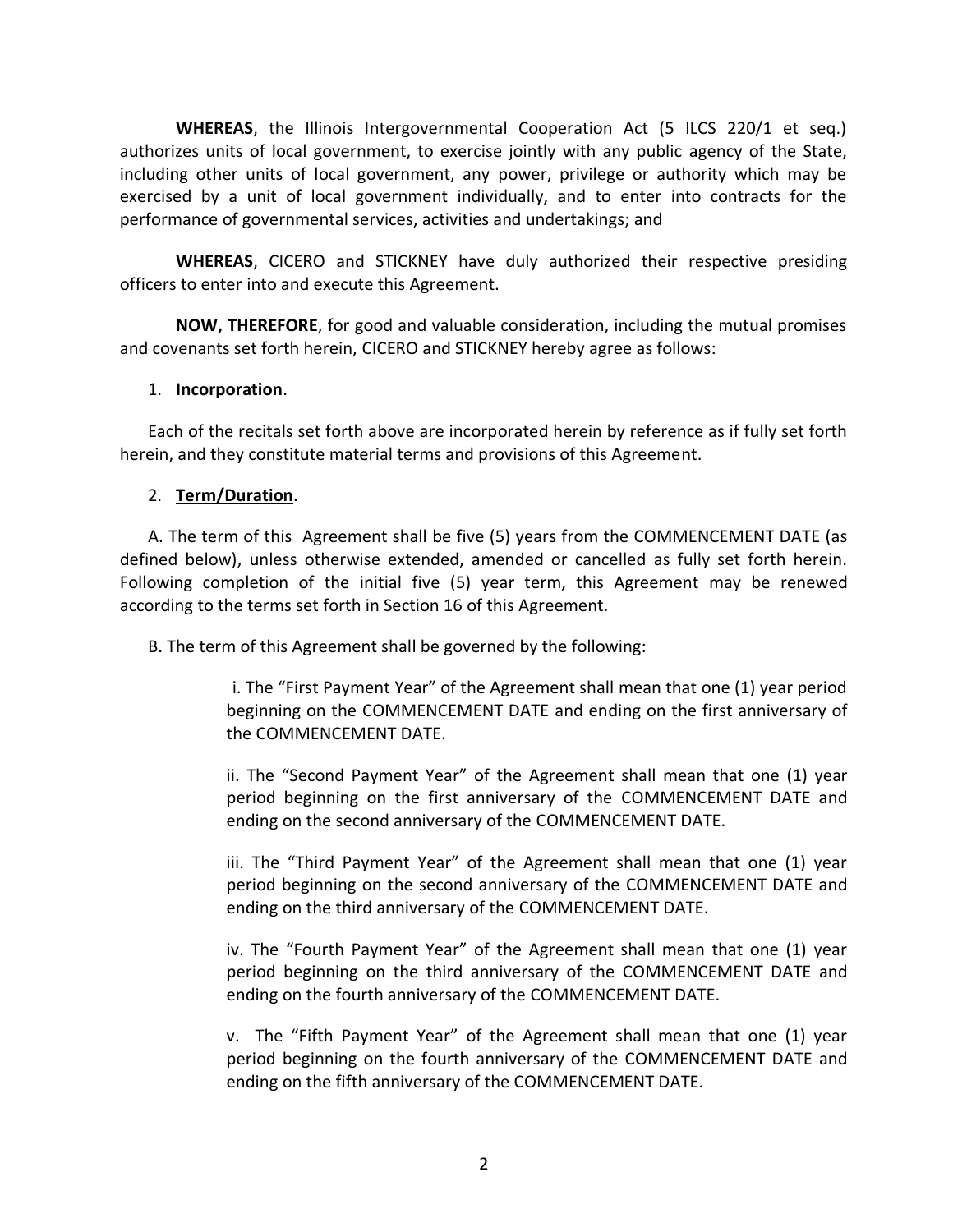**WHEREAS**, the Illinois Intergovernmental Cooperation Act (5 ILCS 220/1 et seq.) authorizes units of local government, to exercise jointly with any public agency of the State, including other units of local government, any power, privilege or authority which may be exercised by a unit of local government individually, and to enter into contracts for the performance of governmental services, activities and undertakings; and

**WHEREAS**, CICERO and STICKNEY have duly authorized their respective presiding officers to enter into and execute this Agreement.

**NOW, THEREFORE**, for good and valuable consideration, including the mutual promises and covenants set forth herein, CICERO and STICKNEY hereby agree as follows:

1. **Incorporation**.

Each of the recitals set forth above are incorporated herein by reference as if fully set forth herein, and they constitute material terms and provisions of this Agreement.

2. **Term/Duration**.

A. The term of this Agreement shall be five (5) years from the COMMENCEMENT DATE (as defined below), unless otherwise extended, amended or cancelled as fully set forth herein. Following completion of the initial five (5) year term, this Agreement may be renewed according to the terms set forth in Section 16 of this Agreement.

B. The term of this Agreement shall be governed by the following:

> i. The "First Payment Year" of the Agreement shall mean that one (1) year period beginning on the COMMENCEMENT DATE and ending on the first anniversary of the COMMENCEMENT DATE.
>
> ii. The "Second Payment Year" of the Agreement shall mean that one (1) year period beginning on the first anniversary of the COMMENCEMENT DATE and ending on the second anniversary of the COMMENCEMENT DATE.
>
> iii. The "Third Payment Year" of the Agreement shall mean that one (1) year period beginning on the second anniversary of the COMMENCEMENT DATE and ending on the third anniversary of the COMMENCEMENT DATE.
>
> iv. The "Fourth Payment Year" of the Agreement shall mean that one (1) year period beginning on the third anniversary of the COMMENCEMENT DATE and ending on the fourth anniversary of the COMMENCEMENT DATE.
>
> v. The "Fifth Payment Year" of the Agreement shall mean that one (1) year period beginning on the fourth anniversary of the COMMENCEMENT DATE and ending on the fifth anniversary of the COMMENCEMENT DATE.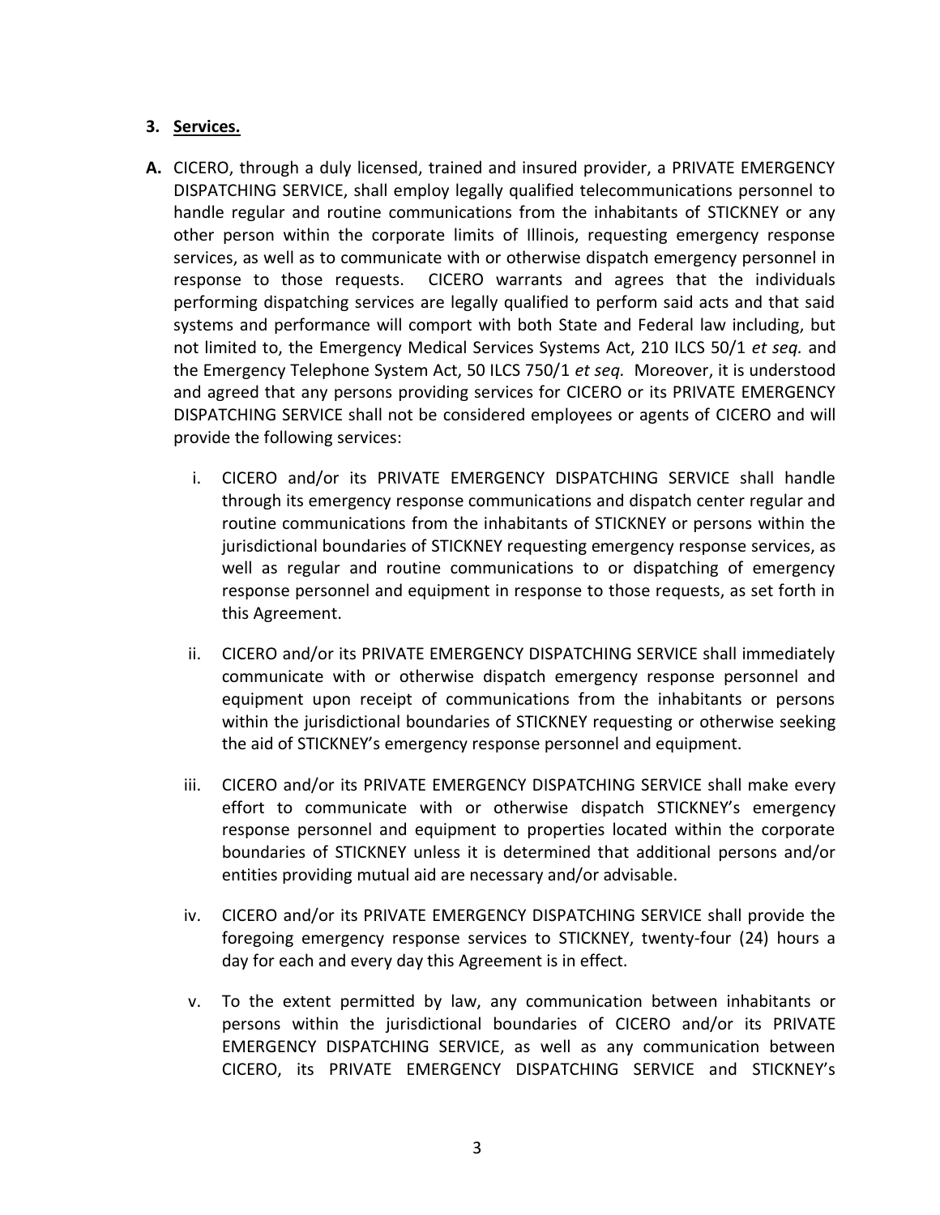3. **Services.**

**A.** CICERO, through a duly licensed, trained and insured provider, a PRIVATE EMERGENCY DISPATCHING SERVICE, shall employ legally qualified telecommunications personnel to handle regular and routine communications from the inhabitants of STICKNEY or any other person within the corporate limits of Illinois, requesting emergency response services, as well as to communicate with or otherwise dispatch emergency personnel in response to those requests. CICERO warrants and agrees that the individuals performing dispatching services are legally qualified to perform said acts and that said systems and performance will comport with both State and Federal law including, but not limited to, the Emergency Medical Services Systems Act, 210 ILCS 50/1 *et seq.* and the Emergency Telephone System Act, 50 ILCS 750/1 *et seq.* Moreover, it is understood and agreed that any persons providing services for CICERO or its PRIVATE EMERGENCY DISPATCHING SERVICE shall not be considered employees or agents of CICERO and will provide the following services:

i. CICERO and/or its PRIVATE EMERGENCY DISPATCHING SERVICE shall handle through its emergency response communications and dispatch center regular and routine communications from the inhabitants of STICKNEY or persons within the jurisdictional boundaries of STICKNEY requesting emergency response services, as well as regular and routine communications to or dispatching of emergency response personnel and equipment in response to those requests, as set forth in this Agreement.

ii. CICERO and/or its PRIVATE EMERGENCY DISPATCHING SERVICE shall immediately communicate with or otherwise dispatch emergency response personnel and equipment upon receipt of communications from the inhabitants or persons within the jurisdictional boundaries of STICKNEY requesting or otherwise seeking the aid of STICKNEY's emergency response personnel and equipment.

iii. CICERO and/or its PRIVATE EMERGENCY DISPATCHING SERVICE shall make every effort to communicate with or otherwise dispatch STICKNEY's emergency response personnel and equipment to properties located within the corporate boundaries of STICKNEY unless it is determined that additional persons and/or entities providing mutual aid are necessary and/or advisable.

iv. CICERO and/or its PRIVATE EMERGENCY DISPATCHING SERVICE shall provide the foregoing emergency response services to STICKNEY, twenty-four (24) hours a day for each and every day this Agreement is in effect.

v. To the extent permitted by law, any communication between inhabitants or persons within the jurisdictional boundaries of CICERO and/or its PRIVATE EMERGENCY DISPATCHING SERVICE, as well as any communication between CICERO, its PRIVATE EMERGENCY DISPATCHING SERVICE and STICKNEY's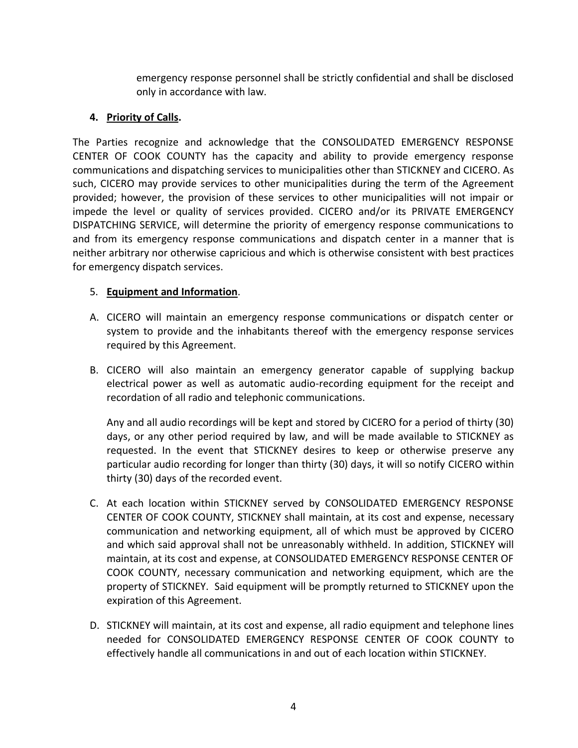emergency response personnel shall be strictly confidential and shall be disclosed only in accordance with law.

**4. Priority of Calls.**

The Parties recognize and acknowledge that the CONSOLIDATED EMERGENCY RESPONSE CENTER OF COOK COUNTY has the capacity and ability to provide emergency response communications and dispatching services to municipalities other than STICKNEY and CICERO. As such, CICERO may provide services to other municipalities during the term of the Agreement provided; however, the provision of these services to other municipalities will not impair or impede the level or quality of services provided. CICERO and/or its PRIVATE EMERGENCY DISPATCHING SERVICE, will determine the priority of emergency response communications to and from its emergency response communications and dispatch center in a manner that is neither arbitrary nor otherwise capricious and which is otherwise consistent with best practices for emergency dispatch services.

5. **Equipment and Information**.

A. CICERO will maintain an emergency response communications or dispatch center or system to provide and the inhabitants thereof with the emergency response services required by this Agreement.

B. CICERO will also maintain an emergency generator capable of supplying backup electrical power as well as automatic audio-recording equipment for the receipt and recordation of all radio and telephonic communications.

   Any and all audio recordings will be kept and stored by CICERO for a period of thirty (30) days, or any other period required by law, and will be made available to STICKNEY as requested. In the event that STICKNEY desires to keep or otherwise preserve any particular audio recording for longer than thirty (30) days, it will so notify CICERO within thirty (30) days of the recorded event.

C. At each location within STICKNEY served by CONSOLIDATED EMERGENCY RESPONSE CENTER OF COOK COUNTY, STICKNEY shall maintain, at its cost and expense, necessary communication and networking equipment, all of which must be approved by CICERO and which said approval shall not be unreasonably withheld. In addition, STICKNEY will maintain, at its cost and expense, at CONSOLIDATED EMERGENCY RESPONSE CENTER OF COOK COUNTY, necessary communication and networking equipment, which are the property of STICKNEY. Said equipment will be promptly returned to STICKNEY upon the expiration of this Agreement.

D. STICKNEY will maintain, at its cost and expense, all radio equipment and telephone lines needed for CONSOLIDATED EMERGENCY RESPONSE CENTER OF COOK COUNTY to effectively handle all communications in and out of each location within STICKNEY.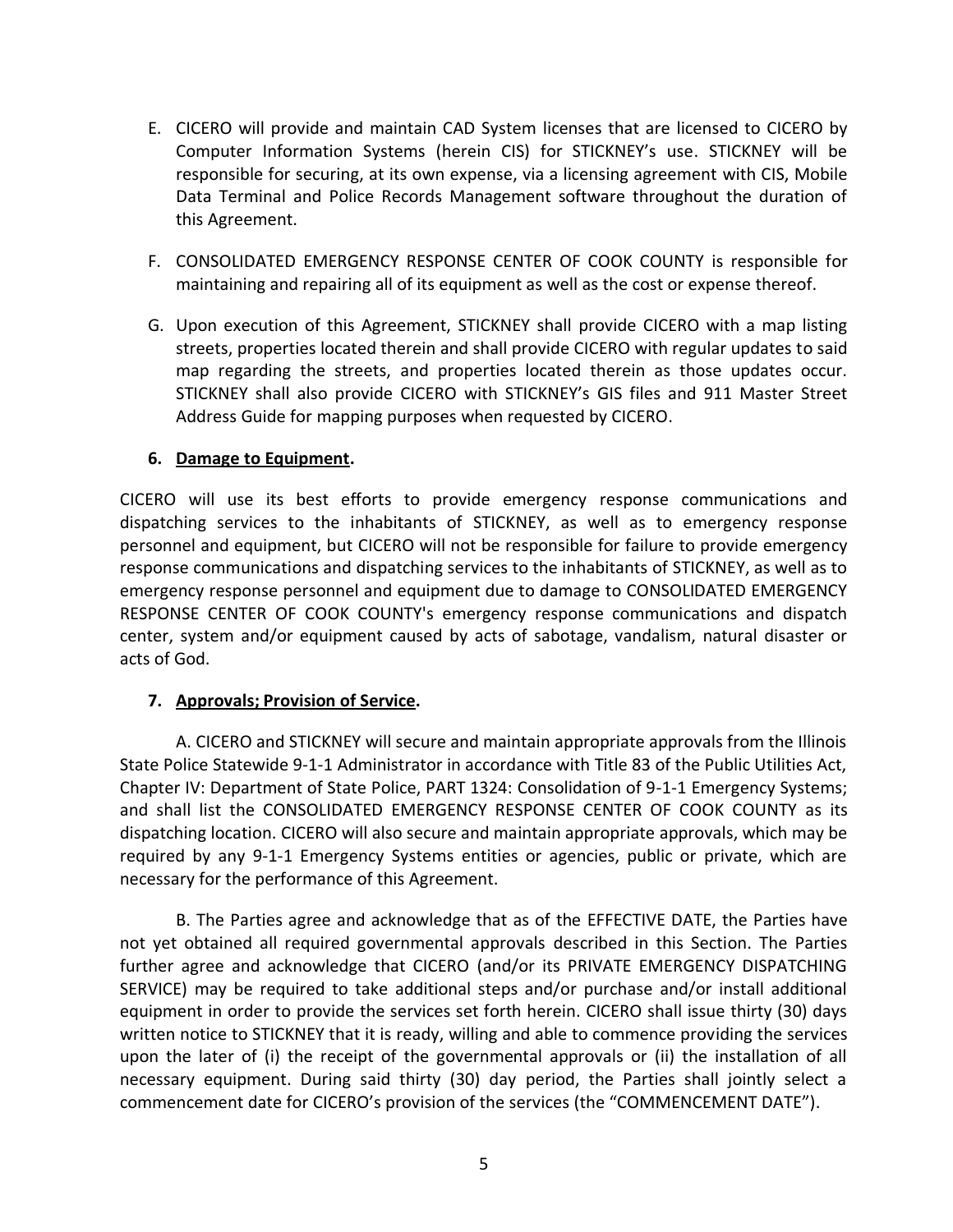E. CICERO will provide and maintain CAD System licenses that are licensed to CICERO by Computer Information Systems (herein CIS) for STICKNEY's use. STICKNEY will be responsible for securing, at its own expense, via a licensing agreement with CIS, Mobile Data Terminal and Police Records Management software throughout the duration of this Agreement.

F. CONSOLIDATED EMERGENCY RESPONSE CENTER OF COOK COUNTY is responsible for maintaining and repairing all of its equipment as well as the cost or expense thereof.

G. Upon execution of this Agreement, STICKNEY shall provide CICERO with a map listing streets, properties located therein and shall provide CICERO with regular updates to said map regarding the streets, and properties located therein as those updates occur. STICKNEY shall also provide CICERO with STICKNEY's GIS files and 911 Master Street Address Guide for mapping purposes when requested by CICERO.

**6. <u>Damage to Equipment</u>.**

CICERO will use its best efforts to provide emergency response communications and dispatching services to the inhabitants of STICKNEY, as well as to emergency response personnel and equipment, but CICERO will not be responsible for failure to provide emergency response communications and dispatching services to the inhabitants of STICKNEY, as well as to emergency response personnel and equipment due to damage to CONSOLIDATED EMERGENCY RESPONSE CENTER OF COOK COUNTY's emergency response communications and dispatch center, system and/or equipment caused by acts of sabotage, vandalism, natural disaster or acts of God.

**7. <u>Approvals; Provision of Service</u>.**

A. CICERO and STICKNEY will secure and maintain appropriate approvals from the Illinois State Police Statewide 9-1-1 Administrator in accordance with Title 83 of the Public Utilities Act, Chapter IV: Department of State Police, PART 1324: Consolidation of 9-1-1 Emergency Systems; and shall list the CONSOLIDATED EMERGENCY RESPONSE CENTER OF COOK COUNTY as its dispatching location. CICERO will also secure and maintain appropriate approvals, which may be required by any 9-1-1 Emergency Systems entities or agencies, public or private, which are necessary for the performance of this Agreement.

B. The Parties agree and acknowledge that as of the EFFECTIVE DATE, the Parties have not yet obtained all required governmental approvals described in this Section. The Parties further agree and acknowledge that CICERO (and/or its PRIVATE EMERGENCY DISPATCHING SERVICE) may be required to take additional steps and/or purchase and/or install additional equipment in order to provide the services set forth herein. CICERO shall issue thirty (30) days written notice to STICKNEY that it is ready, willing and able to commence providing the services upon the later of (i) the receipt of the governmental approvals or (ii) the installation of all necessary equipment. During said thirty (30) day period, the Parties shall jointly select a commencement date for CICERO's provision of the services (the "COMMENCEMENT DATE").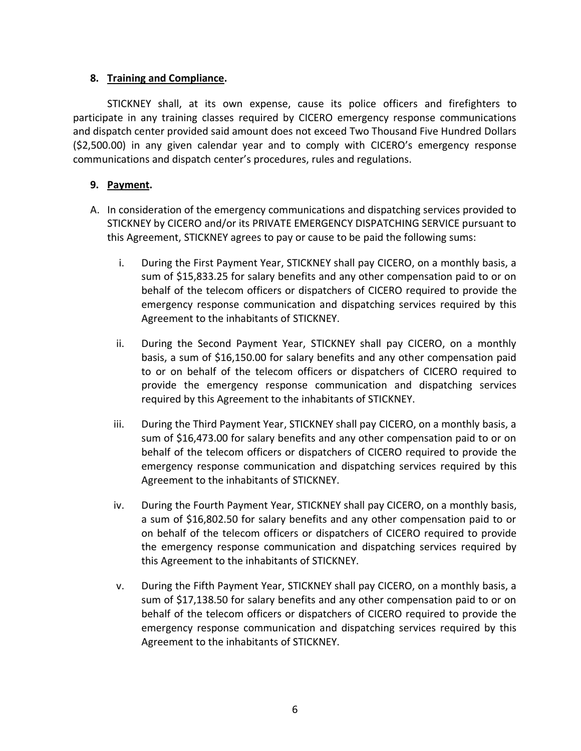**8. Training and Compliance.**

STICKNEY shall, at its own expense, cause its police officers and firefighters to participate in any training classes required by CICERO emergency response communications and dispatch center provided said amount does not exceed Two Thousand Five Hundred Dollars ($2,500.00) in any given calendar year and to comply with CICERO's emergency response communications and dispatch center's procedures, rules and regulations.

**9. Payment.**

A. In consideration of the emergency communications and dispatching services provided to STICKNEY by CICERO and/or its PRIVATE EMERGENCY DISPATCHING SERVICE pursuant to this Agreement, STICKNEY agrees to pay or cause to be paid the following sums:

   i. During the First Payment Year, STICKNEY shall pay CICERO, on a monthly basis, a sum of $15,833.25 for salary benefits and any other compensation paid to or on behalf of the telecom officers or dispatchers of CICERO required to provide the emergency response communication and dispatching services required by this Agreement to the inhabitants of STICKNEY.

   ii. During the Second Payment Year, STICKNEY shall pay CICERO, on a monthly basis, a sum of $16,150.00 for salary benefits and any other compensation paid to or on behalf of the telecom officers or dispatchers of CICERO required to provide the emergency response communication and dispatching services required by this Agreement to the inhabitants of STICKNEY.

   iii. During the Third Payment Year, STICKNEY shall pay CICERO, on a monthly basis, a sum of $16,473.00 for salary benefits and any other compensation paid to or on behalf of the telecom officers or dispatchers of CICERO required to provide the emergency response communication and dispatching services required by this Agreement to the inhabitants of STICKNEY.

   iv. During the Fourth Payment Year, STICKNEY shall pay CICERO, on a monthly basis, a sum of $16,802.50 for salary benefits and any other compensation paid to or on behalf of the telecom officers or dispatchers of CICERO required to provide the emergency response communication and dispatching services required by this Agreement to the inhabitants of STICKNEY.

   v. During the Fifth Payment Year, STICKNEY shall pay CICERO, on a monthly basis, a sum of $17,138.50 for salary benefits and any other compensation paid to or on behalf of the telecom officers or dispatchers of CICERO required to provide the emergency response communication and dispatching services required by this Agreement to the inhabitants of STICKNEY.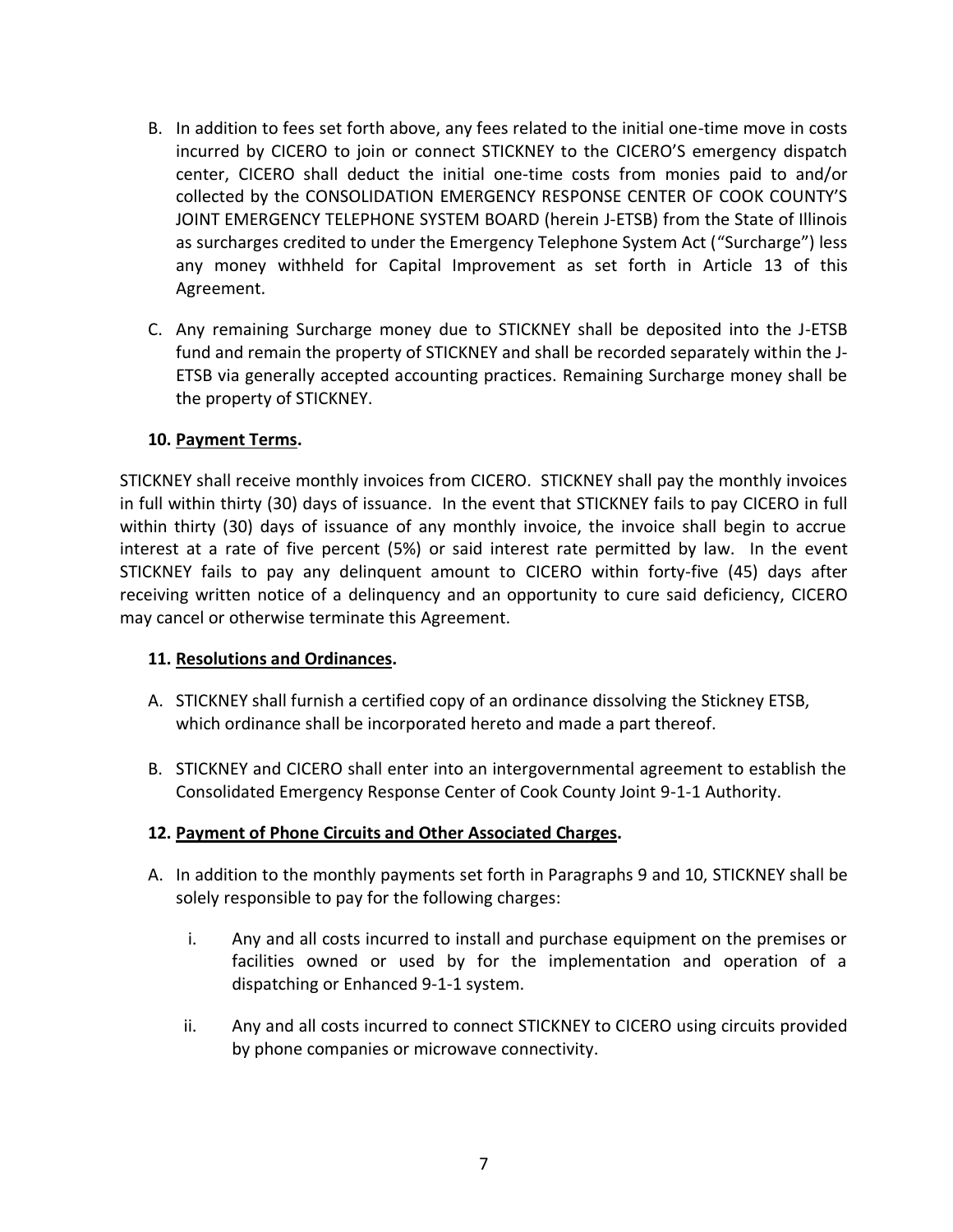B. In addition to fees set forth above, any fees related to the initial one-time move in costs incurred by CICERO to join or connect STICKNEY to the CICERO'S emergency dispatch center, CICERO shall deduct the initial one-time costs from monies paid to and/or collected by the CONSOLIDATION EMERGENCY RESPONSE CENTER OF COOK COUNTY'S JOINT EMERGENCY TELEPHONE SYSTEM BOARD (herein J-ETSB) from the State of Illinois as surcharges credited to under the Emergency Telephone System Act ("Surcharge") less any money withheld for Capital Improvement as set forth in Article 13 of this Agreement.

C. Any remaining Surcharge money due to STICKNEY shall be deposited into the J-ETSB fund and remain the property of STICKNEY and shall be recorded separately within the J-ETSB via generally accepted accounting practices. Remaining Surcharge money shall be the property of STICKNEY.

**10. <u>Payment Terms</u>.**

STICKNEY shall receive monthly invoices from CICERO. STICKNEY shall pay the monthly invoices in full within thirty (30) days of issuance. In the event that STICKNEY fails to pay CICERO in full within thirty (30) days of issuance of any monthly invoice, the invoice shall begin to accrue interest at a rate of five percent (5%) or said interest rate permitted by law. In the event STICKNEY fails to pay any delinquent amount to CICERO within forty-five (45) days after receiving written notice of a delinquency and an opportunity to cure said deficiency, CICERO may cancel or otherwise terminate this Agreement.

**11. <u>Resolutions and Ordinances</u>.**

A. STICKNEY shall furnish a certified copy of an ordinance dissolving the Stickney ETSB, which ordinance shall be incorporated hereto and made a part thereof.

B. STICKNEY and CICERO shall enter into an intergovernmental agreement to establish the Consolidated Emergency Response Center of Cook County Joint 9-1-1 Authority.

**12. <u>Payment of Phone Circuits and Other Associated Charges</u>.**

A. In addition to the monthly payments set forth in Paragraphs 9 and 10, STICKNEY shall be solely responsible to pay for the following charges:

   i. Any and all costs incurred to install and purchase equipment on the premises or facilities owned or used by for the implementation and operation of a dispatching or Enhanced 9-1-1 system.

   ii. Any and all costs incurred to connect STICKNEY to CICERO using circuits provided by phone companies or microwave connectivity.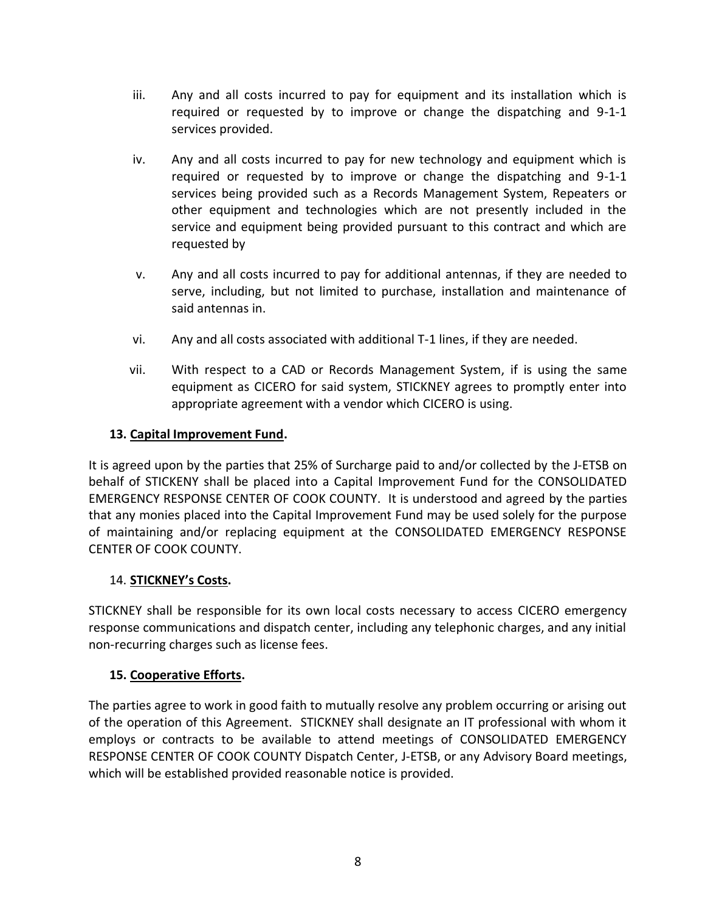iii. Any and all costs incurred to pay for equipment and its installation which is required or requested by to improve or change the dispatching and 9-1-1 services provided.

iv. Any and all costs incurred to pay for new technology and equipment which is required or requested by to improve or change the dispatching and 9-1-1 services being provided such as a Records Management System, Repeaters or other equipment and technologies which are not presently included in the service and equipment being provided pursuant to this contract and which are requested by

v. Any and all costs incurred to pay for additional antennas, if they are needed to serve, including, but not limited to purchase, installation and maintenance of said antennas in.

vi. Any and all costs associated with additional T-1 lines, if they are needed.

vii. With respect to a CAD or Records Management System, if is using the same equipment as CICERO for said system, STICKNEY agrees to promptly enter into appropriate agreement with a vendor which CICERO is using.

**13. Capital Improvement Fund.**

It is agreed upon by the parties that 25% of Surcharge paid to and/or collected by the J-ETSB on behalf of STICKENY shall be placed into a Capital Improvement Fund for the CONSOLIDATED EMERGENCY RESPONSE CENTER OF COOK COUNTY. It is understood and agreed by the parties that any monies placed into the Capital Improvement Fund may be used solely for the purpose of maintaining and/or replacing equipment at the CONSOLIDATED EMERGENCY RESPONSE CENTER OF COOK COUNTY.

14. **STICKNEY's Costs.**

STICKNEY shall be responsible for its own local costs necessary to access CICERO emergency response communications and dispatch center, including any telephonic charges, and any initial non-recurring charges such as license fees.

**15. Cooperative Efforts.**

The parties agree to work in good faith to mutually resolve any problem occurring or arising out of the operation of this Agreement. STICKNEY shall designate an IT professional with whom it employs or contracts to be available to attend meetings of CONSOLIDATED EMERGENCY RESPONSE CENTER OF COOK COUNTY Dispatch Center, J-ETSB, or any Advisory Board meetings, which will be established provided reasonable notice is provided.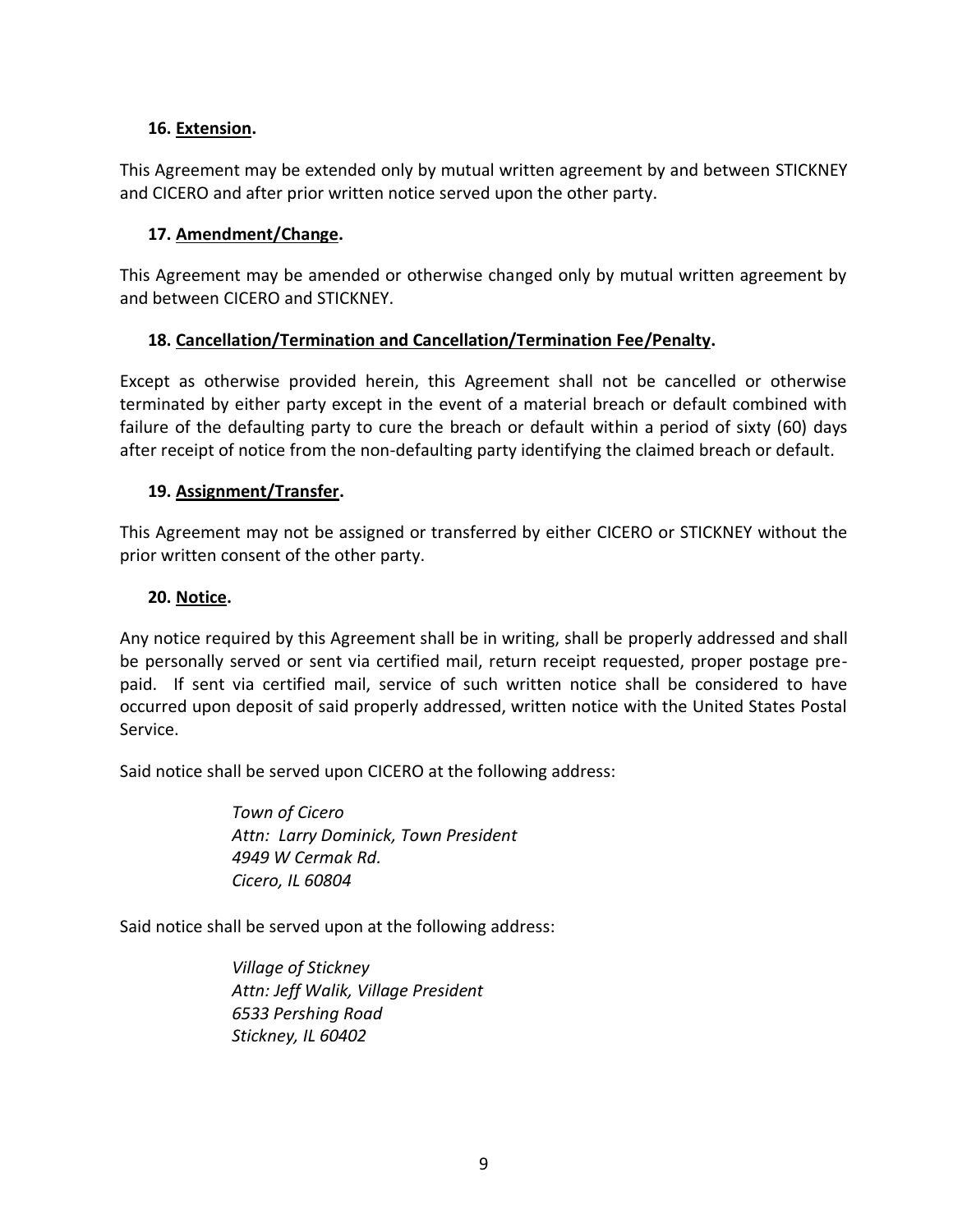**16. <u>Extension</u>.**

This Agreement may be extended only by mutual written agreement by and between STICKNEY and CICERO and after prior written notice served upon the other party.

**17. <u>Amendment/Change</u>.**

This Agreement may be amended or otherwise changed only by mutual written agreement by and between CICERO and STICKNEY.

**18. <u>Cancellation/Termination and Cancellation/Termination Fee/Penalty</u>.**

Except as otherwise provided herein, this Agreement shall not be cancelled or otherwise terminated by either party except in the event of a material breach or default combined with failure of the defaulting party to cure the breach or default within a period of sixty (60) days after receipt of notice from the non-defaulting party identifying the claimed breach or default.

**19. <u>Assignment/Transfer</u>.**

This Agreement may not be assigned or transferred by either CICERO or STICKNEY without the prior written consent of the other party.

**20. <u>Notice</u>.**

Any notice required by this Agreement shall be in writing, shall be properly addressed and shall be personally served or sent via certified mail, return receipt requested, proper postage pre-paid. If sent via certified mail, service of such written notice shall be considered to have occurred upon deposit of said properly addressed, written notice with the United States Postal Service.

Said notice shall be served upon CICERO at the following address:

> *Town of Cicero*
> *Attn: Larry Dominick, Town President*
> *4949 W Cermak Rd.*
> *Cicero, IL 60804*

Said notice shall be served upon at the following address:

> *Village of Stickney*
> *Attn: Jeff Walik, Village President*
> *6533 Pershing Road*
> *Stickney, IL 60402*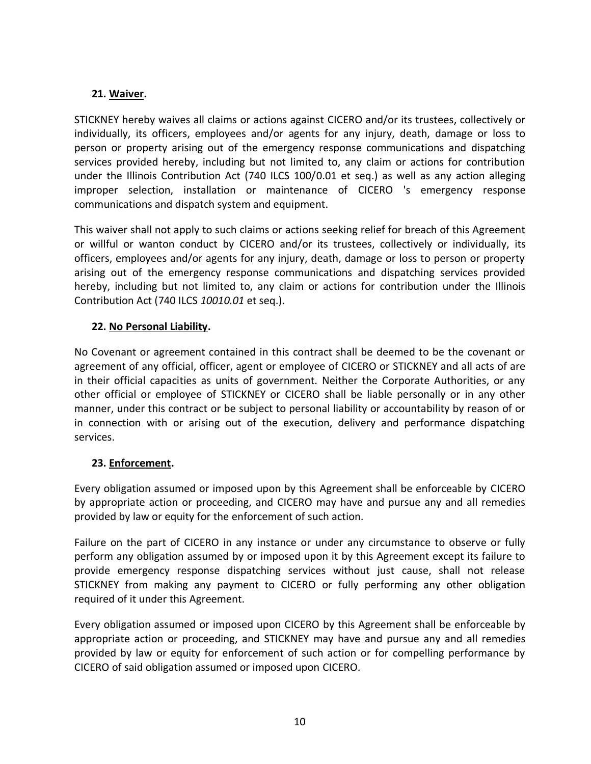**21. Waiver.**

STICKNEY hereby waives all claims or actions against CICERO and/or its trustees, collectively or individually, its officers, employees and/or agents for any injury, death, damage or loss to person or property arising out of the emergency response communications and dispatching services provided hereby, including but not limited to, any claim or actions for contribution under the Illinois Contribution Act (740 ILCS 100/0.01 et seq.) as well as any action alleging improper selection, installation or maintenance of CICERO 's emergency response communications and dispatch system and equipment.

This waiver shall not apply to such claims or actions seeking relief for breach of this Agreement or willful or wanton conduct by CICERO and/or its trustees, collectively or individually, its officers, employees and/or agents for any injury, death, damage or loss to person or property arising out of the emergency response communications and dispatching services provided hereby, including but not limited to, any claim or actions for contribution under the Illinois Contribution Act (740 ILCS *10010.01* et seq.).

**22. No Personal Liability.**

No Covenant or agreement contained in this contract shall be deemed to be the covenant or agreement of any official, officer, agent or employee of CICERO or STICKNEY and all acts of are in their official capacities as units of government. Neither the Corporate Authorities, or any other official or employee of STICKNEY or CICERO shall be liable personally or in any other manner, under this contract or be subject to personal liability or accountability by reason of or in connection with or arising out of the execution, delivery and performance dispatching services.

**23. Enforcement.**

Every obligation assumed or imposed upon by this Agreement shall be enforceable by CICERO by appropriate action or proceeding, and CICERO may have and pursue any and all remedies provided by law or equity for the enforcement of such action.

Failure on the part of CICERO in any instance or under any circumstance to observe or fully perform any obligation assumed by or imposed upon it by this Agreement except its failure to provide emergency response dispatching services without just cause, shall not release STICKNEY from making any payment to CICERO or fully performing any other obligation required of it under this Agreement.

Every obligation assumed or imposed upon CICERO by this Agreement shall be enforceable by appropriate action or proceeding, and STICKNEY may have and pursue any and all remedies provided by law or equity for enforcement of such action or for compelling performance by CICERO of said obligation assumed or imposed upon CICERO.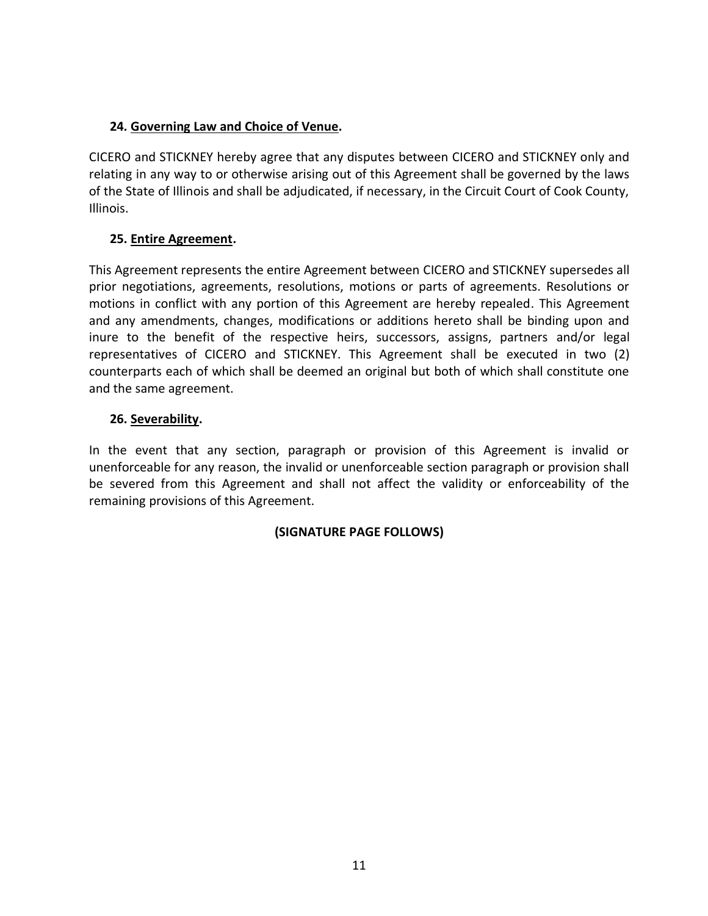### 24. <u>Governing Law and Choice of Venue</u>.

CICERO and STICKNEY hereby agree that any disputes between CICERO and STICKNEY only and relating in any way to or otherwise arising out of this Agreement shall be governed by the laws of the State of Illinois and shall be adjudicated, if necessary, in the Circuit Court of Cook County, Illinois.

### 25. <u>Entire Agreement</u>.

This Agreement represents the entire Agreement between CICERO and STICKNEY supersedes all prior negotiations, agreements, resolutions, motions or parts of agreements. Resolutions or motions in conflict with any portion of this Agreement are hereby repealed. This Agreement and any amendments, changes, modifications or additions hereto shall be binding upon and inure to the benefit of the respective heirs, successors, assigns, partners and/or legal representatives of CICERO and STICKNEY. This Agreement shall be executed in two (2) counterparts each of which shall be deemed an original but both of which shall constitute one and the same agreement.

### 26. <u>Severability</u>.

In the event that any section, paragraph or provision of this Agreement is invalid or unenforceable for any reason, the invalid or unenforceable section paragraph or provision shall be severed from this Agreement and shall not affect the validity or enforceability of the remaining provisions of this Agreement.

**(SIGNATURE PAGE FOLLOWS)**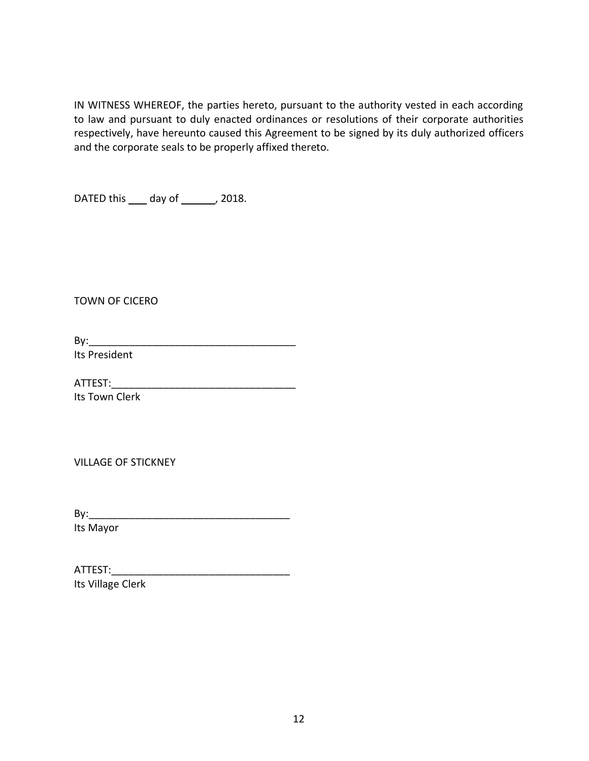IN WITNESS WHEREOF, the parties hereto, pursuant to the authority vested in each according to law and pursuant to duly enacted ordinances or resolutions of their corporate authorities respectively, have hereunto caused this Agreement to be signed by its duly authorized officers and the corporate seals to be properly affixed thereto.

DATED this ___ day of ______, 2018.

TOWN OF CICERO

By:___________________________________
Its President

ATTEST:_______________________________
Its Town Clerk

VILLAGE OF STICKNEY

By:___________________________________
Its Mayor

ATTEST:_______________________________
Its Village Clerk